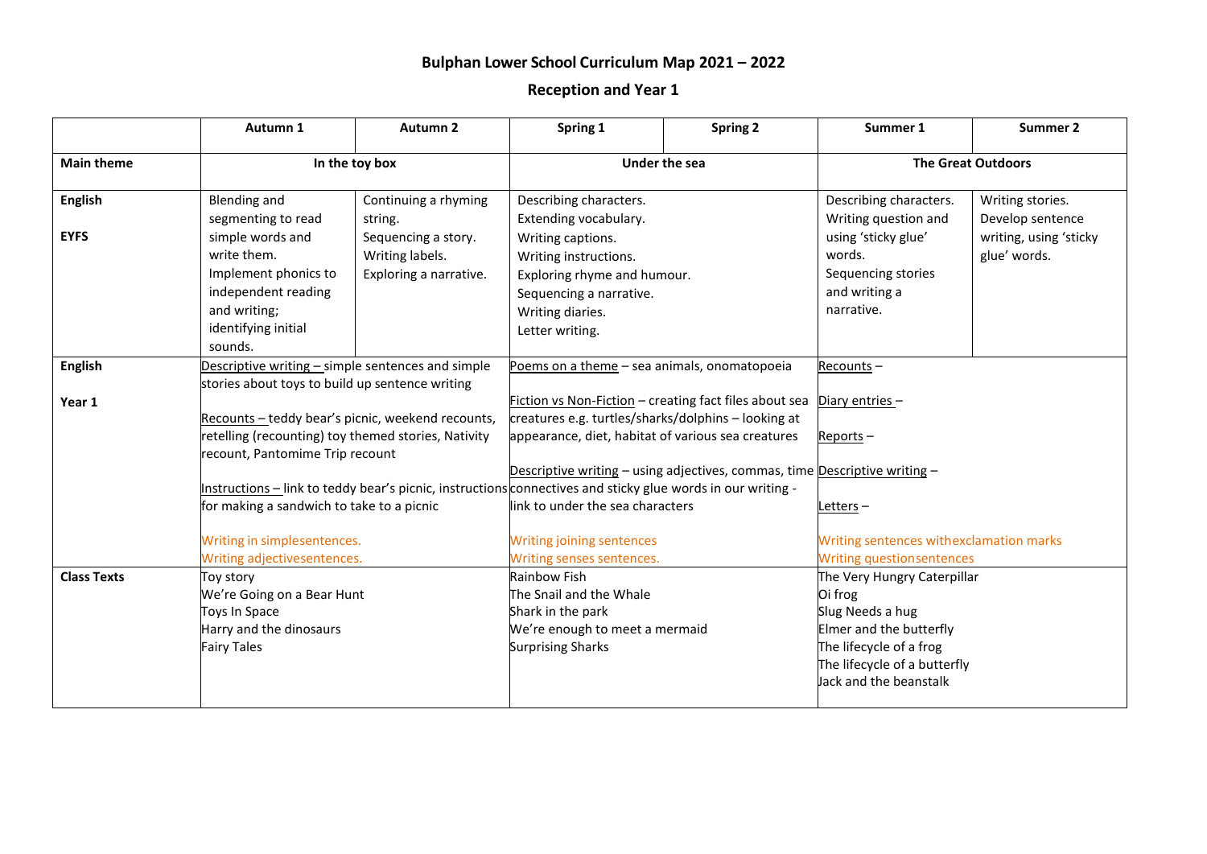# Bulphan Lower School Curriculum Map 2021 – 2022

## Reception and Year 1

| | Autumn 1 | Autumn 2 | Spring 1 | Spring 2 | Summer 1 | Summer 2 |
|---|---|---|---|---|---|---|
| **Main theme** | **In the toy box** | | **Under the sea** | | **The Great Outdoors** | |
| **English**<br><br>**EYFS** | Blending and segmenting to read simple words and write them.<br>Implement phonics to independent reading and writing; identifying initial sounds. | Continuing a rhyming string.<br>Sequencing a story.<br>Writing labels.<br>Exploring a narrative. | Describing characters.<br>Extending vocabulary.<br>Writing captions.<br>Writing instructions.<br>Exploring rhyme and humour.<br>Sequencing a narrative.<br>Writing diaries.<br>Letter writing. | | Describing characters.<br>Writing question and using 'sticky glue' words.<br>Sequencing stories and writing a narrative. | Writing stories.<br>Develop sentence writing, using 'sticky glue' words. |
| **English**<br><br>**Year 1** | <u>Descriptive writing –</u> simple sentences and simple stories about toys to build up sentence writing<br><br><u>Recounts –</u> teddy bear's picnic, weekend recounts, retelling (recounting) toy themed stories, Nativity recount, Pantomime Trip recount<br><br><u>Instructions –</u> link to teddy bear's picnic, instructions for making a sandwich to take to a picnic<br><br>Writing in simplesentences.<br>Writing adjectivesentences. | | <u>Poems on a theme</u> – sea animals, onomatopoeia<br><br><u>Fiction vs Non-Fiction</u> – creating fact files about sea creatures e.g. turtles/sharks/dolphins – looking at appearance, diet, habitat of various sea creatures<br><br><u>Descriptive writing</u> – using adjectives, commas, time connectives and sticky glue words in our writing - link to under the sea characters<br><br>Writing joining sentences<br>Writing senses sentences. | | <u>Recounts</u> –<br><br><u>Diary entries</u> –<br><br><u>Reports</u> –<br><br><u>Descriptive writing</u> –<br><br><u>Letters</u> –<br><br>Writing sentences withexclamation marks<br>Writing questionsentences | |
| **Class Texts** | Toy story<br>We're Going on a Bear Hunt<br>Toys In Space<br>Harry and the dinosaurs<br>Fairy Tales | | Rainbow Fish<br>The Snail and the Whale<br>Shark in the park<br>We're enough to meet a mermaid<br>Surprising Sharks | | The Very Hungry Caterpillar<br>Oi frog<br>Slug Needs a hug<br>Elmer and the butterfly<br>The lifecycle of a frog<br>The lifecycle of a butterfly<br>Jack and the beanstalk | |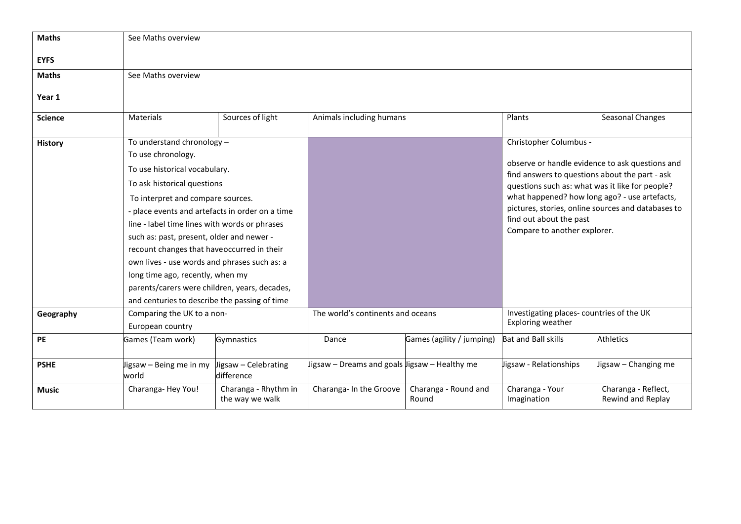| | | | | | | |
|---|---|---|---|---|---|---|
| **Maths**<br><br>**EYFS** | See Maths overview | | | | | |
| **Maths**<br><br>**Year 1** | See Maths overview | | | | | |
| **Science** | Materials | Sources of light | Animals including humans | | Plants | Seasonal Changes |
| **History** | To understand chronology –<br>To use chronology.<br>To use historical vocabulary.<br>To ask historical questions<br>To interpret and compare sources.<br>- place events and artefacts in order on a time line - label time lines with words or phrases such as: past, present, older and newer - recount changes that haveoccurred in their own lives - use words and phrases such as: a long time ago, recently, when my parents/carers were children, years, decades, and centuries to describe the passing of time | | | | Christopher Columbus -<br><br>observe or handle evidence to ask questions and find answers to questions about the part - ask questions such as: what was it like for people? what happened? how long ago? - use artefacts, pictures, stories, online sources and databases to find out about the past<br>Compare to another explorer. | |
| **Geography** | Comparing the UK to a non-European country | | The world's continents and oceans | | Investigating places- countries of the UK<br>Exploring weather | |
| **PE** | Games (Team work) | Gymnastics | Dance | Games (agility / jumping) | Bat and Ball skills | Athletics |
| **PSHE** | Jigsaw – Being me in my world | Jigsaw – Celebrating difference | Jigsaw – Dreams and goals | Jigsaw – Healthy me | Jigsaw - Relationships | Jigsaw – Changing me |
| **Music** | Charanga- Hey You! | Charanga - Rhythm in the way we walk | Charanga- In the Groove | Charanga - Round and Round | Charanga - Your Imagination | Charanga - Reflect, Rewind and Replay |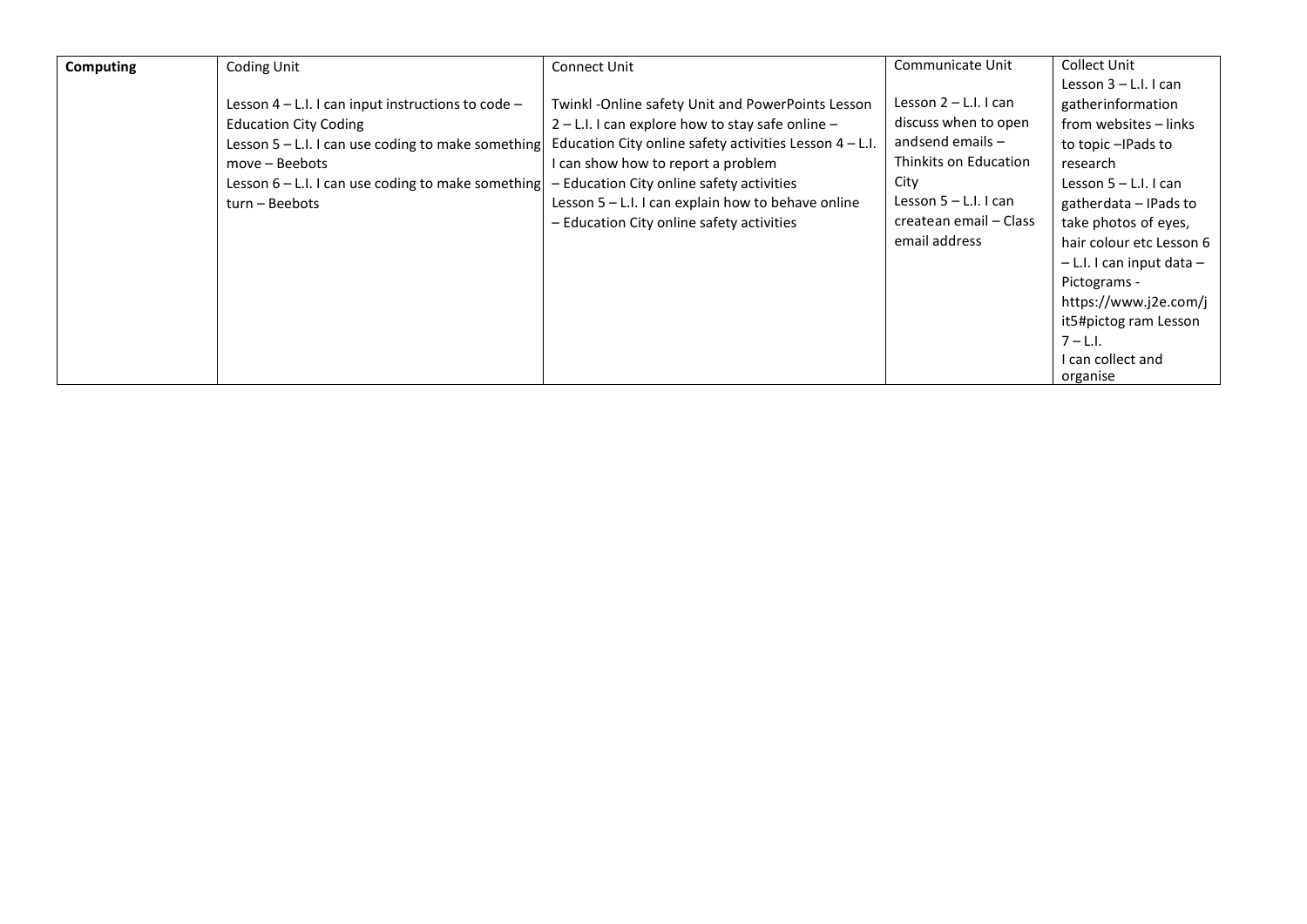| Computing | Coding Unit<br><br>Lesson 4 – L.I. I can input instructions to code – Education City Coding<br>Lesson 5 – L.I. I can use coding to make something move – Beebots<br>Lesson 6 – L.I. I can use coding to make something turn – Beebots | Connect Unit<br><br>Twinkl -Online safety Unit and PowerPoints Lesson 2 – L.I. I can explore how to stay safe online – Education City online safety activities Lesson 4 – L.I. I can show how to report a problem – Education City online safety activities<br>Lesson 5 – L.I. I can explain how to behave online – Education City online safety activities | Communicate Unit<br><br>Lesson 2 – L.I. I can discuss when to open andsend emails – Thinkits on Education City<br>Lesson 5 – L.I. I can createan email – Class email address | Collect Unit<br>Lesson 3 – L.I. I can gatherinformation from websites – links to topic –IPads to research<br>Lesson 5 – L.I. I can gatherdata – IPads to take photos of eyes, hair colour etc Lesson 6 – L.I. I can input data – Pictograms - https://www.j2e.com/jit5#pictog ram Lesson 7 – L.I.<br>I can collect and organise |
|---|---|---|---|---|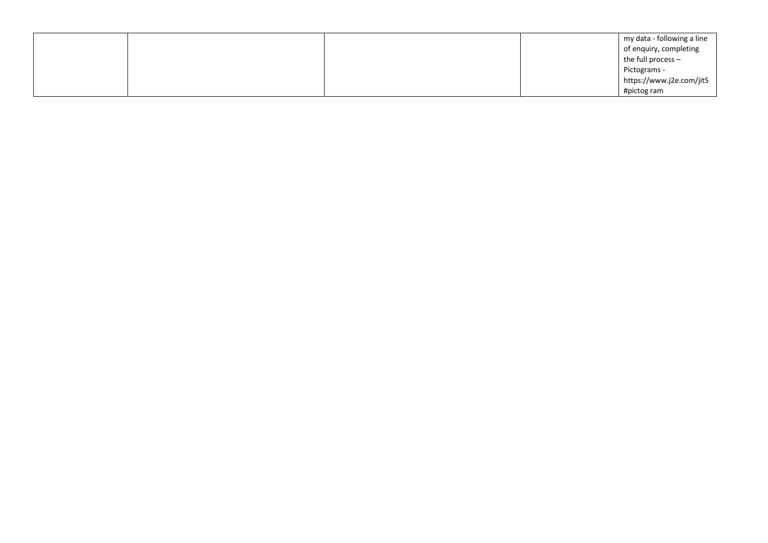| | | | | |
|---|---|---|---|---|
| | | | | my data - following a line of enquiry, completing the full process – Pictograms - https://www.j2e.com/jit5#pictog ram |